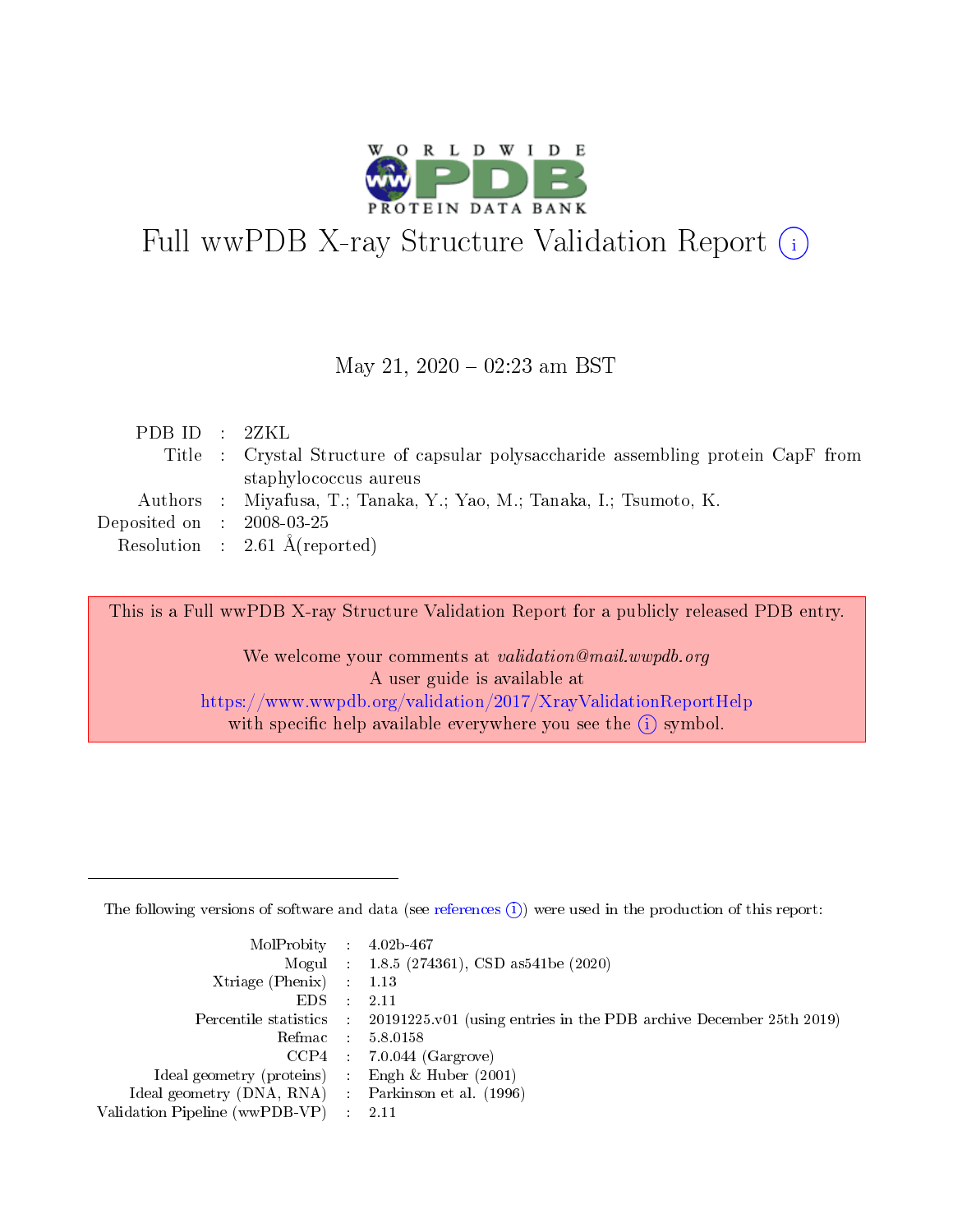# Full wwPDB X-ray Structure Validation Report (i)

May 21, 2020 – 02:23 am BST

| | | |
|---|---|---|
| PDB ID | : | 2ZKL |
| Title | : | Crystal Structure of capsular polysaccharide assembling protein CapF from staphylococcus aureus |
| Authors | : | Miyafusa, T.; Tanaka, Y.; Yao, M.; Tanaka, I.; Tsumoto, K. |
| Deposited on | : | 2008-03-25 |
| Resolution | : | 2.61 Å(reported) |

This is a Full wwPDB X-ray Structure Validation Report for a publicly released PDB entry.

We welcome your comments at *validation@mail.wwpdb.org*
A user guide is available at
https://www.wwpdb.org/validation/2017/XrayValidationReportHelp
with specific help available everywhere you see the (i) symbol.

---

The following versions of software and data (see references (i)) were used in the production of this report:

| | | |
|---|---|---|
| MolProbity | : | 4.02b-467 |
| Mogul | : | 1.8.5 (274361), CSD as541be (2020) |
| Xtriage (Phenix) | : | 1.13 |
| EDS | : | 2.11 |
| Percentile statistics | : | 20191225.v01 (using entries in the PDB archive December 25th 2019) |
| Refmac | : | 5.8.0158 |
| CCP4 | : | 7.0.044 (Gargrove) |
| Ideal geometry (proteins) | : | Engh & Huber (2001) |
| Ideal geometry (DNA, RNA) | : | Parkinson et al. (1996) |
| Validation Pipeline (wwPDB-VP) | : | 2.11 |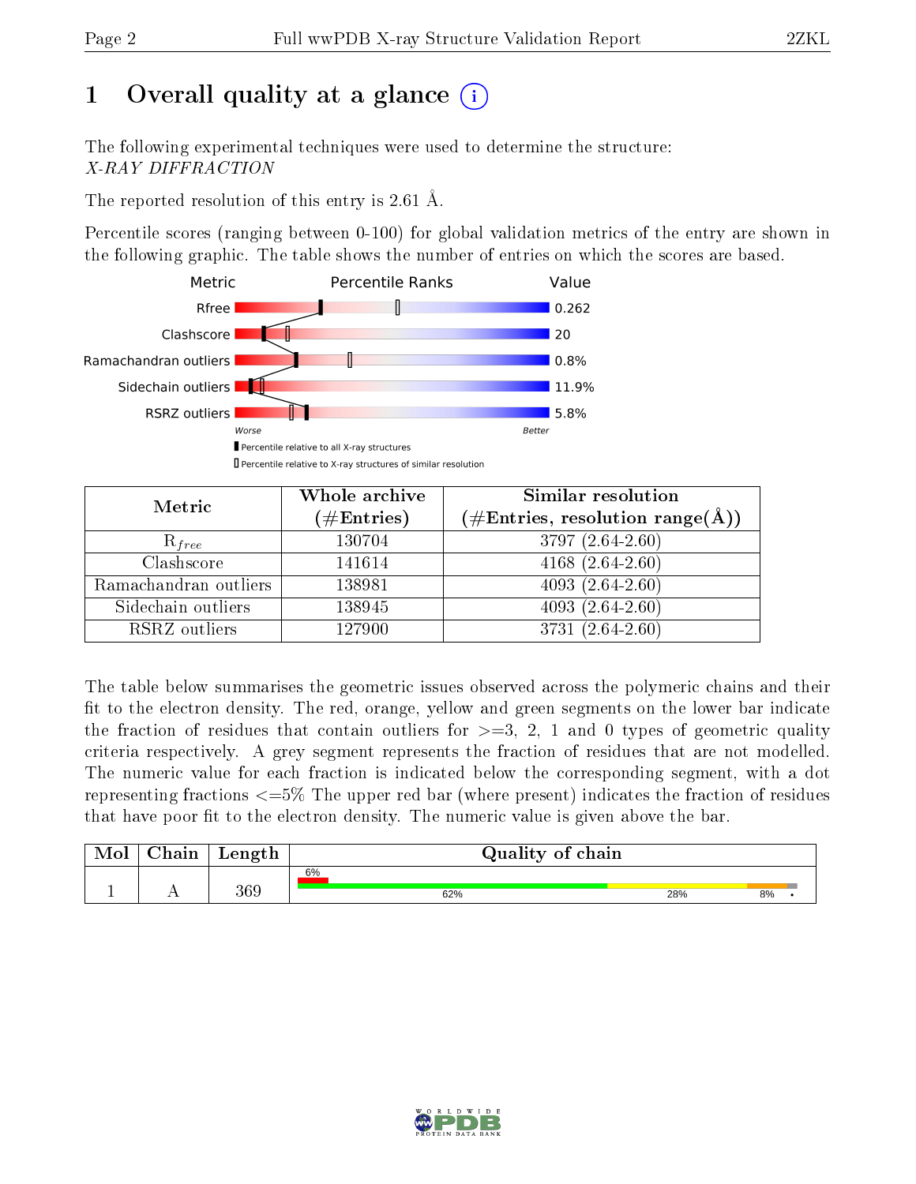# 1 Overall quality at a glance (i)

The following experimental techniques were used to determine the structure:
*X-RAY DIFFRACTION*

The reported resolution of this entry is 2.61 Å.

Percentile scores (ranging between 0-100) for global validation metrics of the entry are shown in the following graphic. The table shows the number of entries on which the scores are based.

| Metric | Value |
|---|---|
| Rfree | 0.262 |
| Clashscore | 20 |
| Ramachandran outliers | 0.8% |
| Sidechain outliers | 11.9% |
| RSRZ outliers | 5.8% |

Worse — Better

▮ Percentile relative to all X-ray structures
▯ Percentile relative to X-ray structures of similar resolution

| Metric | Whole archive (#Entries) | Similar resolution (#Entries, resolution range(Å)) |
|---|---|---|
| $R_{free}$ | 130704 | 3797 (2.64-2.60) |
| Clashscore | 141614 | 4168 (2.64-2.60) |
| Ramachandran outliers | 138981 | 4093 (2.64-2.60) |
| Sidechain outliers | 138945 | 4093 (2.64-2.60) |
| RSRZ outliers | 127900 | 3731 (2.64-2.60) |

The table below summarises the geometric issues observed across the polymeric chains and their fit to the electron density. The red, orange, yellow and green segments on the lower bar indicate the fraction of residues that contain outliers for >=3, 2, 1 and 0 types of geometric quality criteria respectively. A grey segment represents the fraction of residues that are not modelled. The numeric value for each fraction is indicated below the corresponding segment, with a dot representing fractions <=5% The upper red bar (where present) indicates the fraction of residues that have poor fit to the electron density. The numeric value is given above the bar.

| Mol | Chain | Length | Quality of chain |
|---|---|---|---|
| 1 | A | 369 | 6% (poor fit); 62% green, 28% yellow, 8% orange, • grey |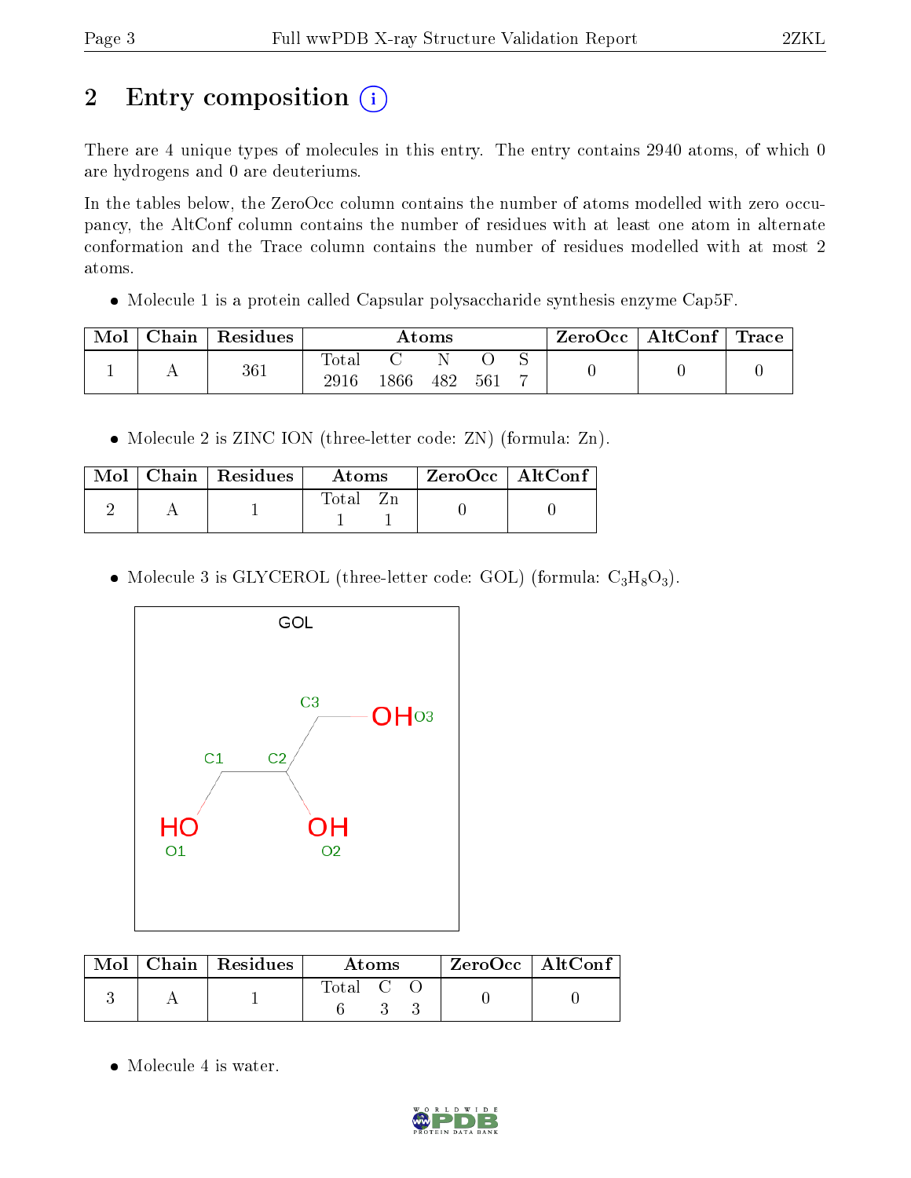# 2 Entry composition (i)

There are 4 unique types of molecules in this entry. The entry contains 2940 atoms, of which 0 are hydrogens and 0 are deuteriums.

In the tables below, the ZeroOcc column contains the number of atoms modelled with zero occupancy, the AltConf column contains the number of residues with at least one atom in alternate conformation and the Trace column contains the number of residues modelled with at most 2 atoms.

- Molecule 1 is a protein called Capsular polysaccharide synthesis enzyme Cap5F.

| Mol | Chain | Residues | Atoms | | | | | ZeroOcc | AltConf | Trace |
|---|---|---|---|---|---|---|---|---|---|---|
| 1 | A | 361 | Total | C | N | O | S | 0 | 0 | 0 |
| | | | 2916 | 1866 | 482 | 561 | 7 | | | |

- Molecule 2 is ZINC ION (three-letter code: ZN) (formula: Zn).

| Mol | Chain | Residues | Atoms | | ZeroOcc | AltConf |
|---|---|---|---|---|---|---|
| 2 | A | 1 | Total | Zn | 0 | 0 |
| | | | 1 | 1 | | |

- Molecule 3 is GLYCEROL (three-letter code: GOL) (formula: $C_3H_8O_3$).

| Mol | Chain | Residues | Atoms | | | ZeroOcc | AltConf |
|---|---|---|---|---|---|---|---|
| 3 | A | 1 | Total | C | O | 0 | 0 |
| | | | 6 | 3 | 3 | | |

- Molecule 4 is water.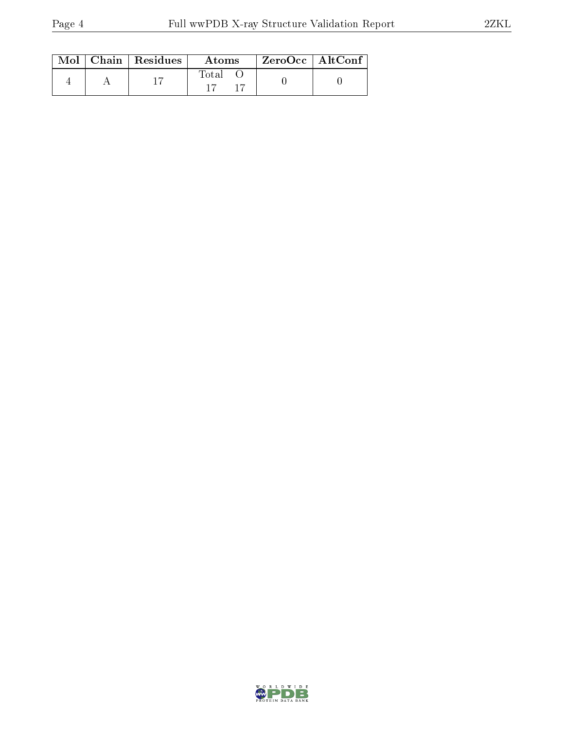| Mol | Chain | Residues | Atoms | | ZeroOcc | AltConf |
|---|---|---|---|---|---|---|
| | | | Total | O | | |
| 4 | A | 17 | 17 | 17 | 0 | 0 |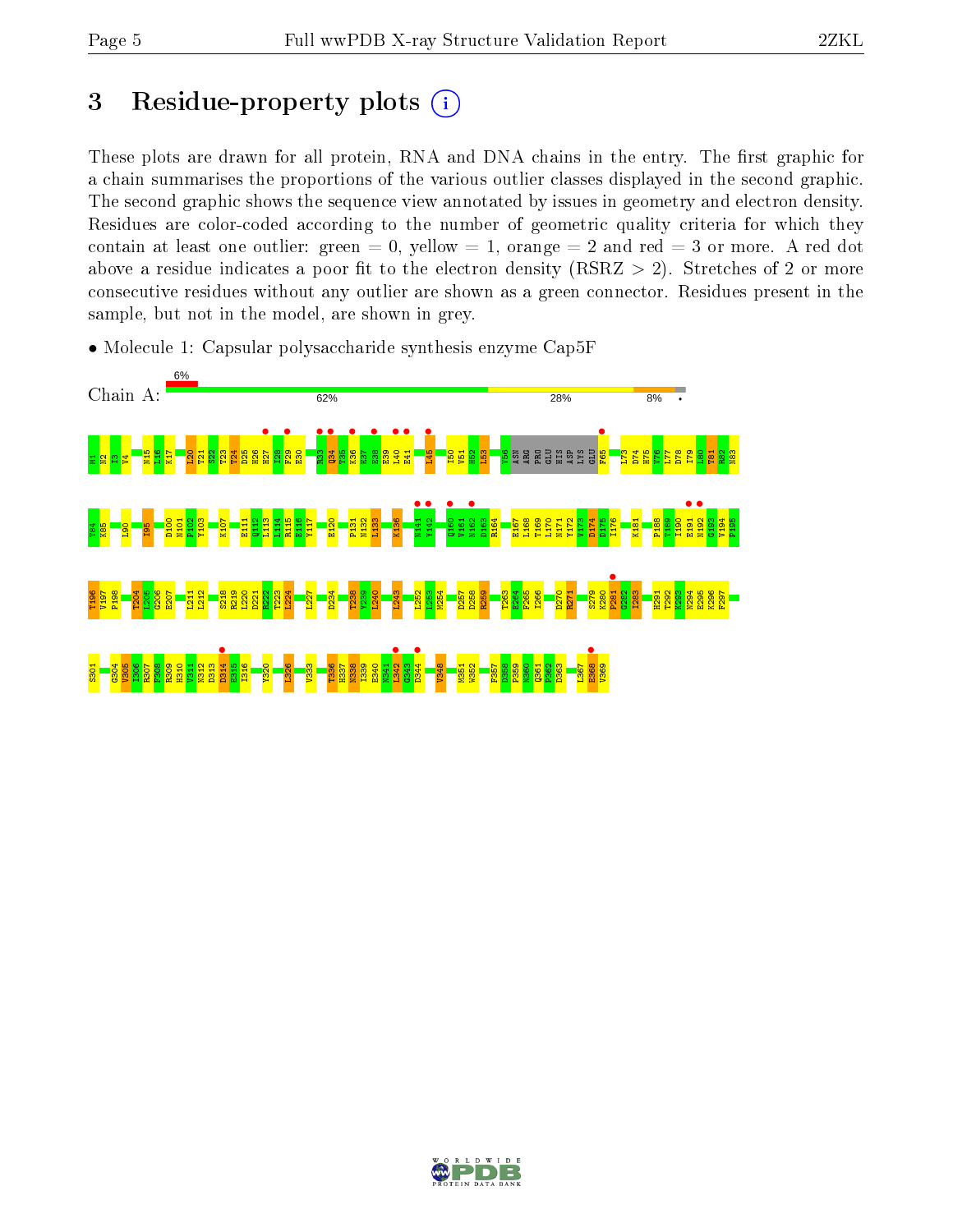# 3 Residue-property plots

These plots are drawn for all protein, RNA and DNA chains in the entry. The first graphic for a chain summarises the proportions of the various outlier classes displayed in the second graphic. The second graphic shows the sequence view annotated by issues in geometry and electron density. Residues are color-coded according to the number of geometric quality criteria for which they contain at least one outlier: green = 0, yellow = 1, orange = 2 and red = 3 or more. A red dot above a residue indicates a poor fit to the electron density (RSRZ > 2). Stretches of 2 or more consecutive residues without any outlier are shown as a green connector. Residues present in the sample, but not in the model, are shown in grey.

- Molecule 1: Capsular polysaccharide synthesis enzyme Cap5F

Chain A: 6% | 62% | 28% | 8% | •

M1 N2 I3 V4 N15 L16 K17 L20 T21 S22 T23 T24 D25 H26 H27 I28 F29 E30 R33 Q34 T35 K36 E37 E38 E39 L40 E41 L45 I50 V51 H52 L53 V56 ASN ARG PRO GLU HIS ASP LYS GLU F65 L73 D74 H75 V76 L77 D78 I79 L80 T81 R82 N83 T84 K85 L90 I95 D100 N101 F102 Y103 K107 E111 Q112 L113 L114 R115 K116 Y117 E120 P131 N132 L133 K136 N141 Y142 Q160 V161 N162 D163 R164 E167 L168 T169 L170 N171 Y172 V173 D174 D175 I176 K181 P188 T189 I190 E191 N192 G193 V194 F195 T196 V197 P198 T204 L205 G206 E207 L211 L212 S218 R219 L220 D221 R222 T223 L224 I227 D234 T238 Y239 L240 L243 L252 L253 M254 D257 D258 K259 T263 F264 F265 I266 D270 R271 S279 K280 F281 G282 I283 H291 T292 K293 N294 E295 K296 F297 S301 G304 V305 I306 R307 F308 R309 H310 V311 N312 D313 D314 E315 I316 Y320 L326 V333 T336 H337 N338 I339 E340 N341 L342 G343 D344 V348 M351 W352 F357 D358 P359 N360 Q361 P362 D363 L367 E368 V369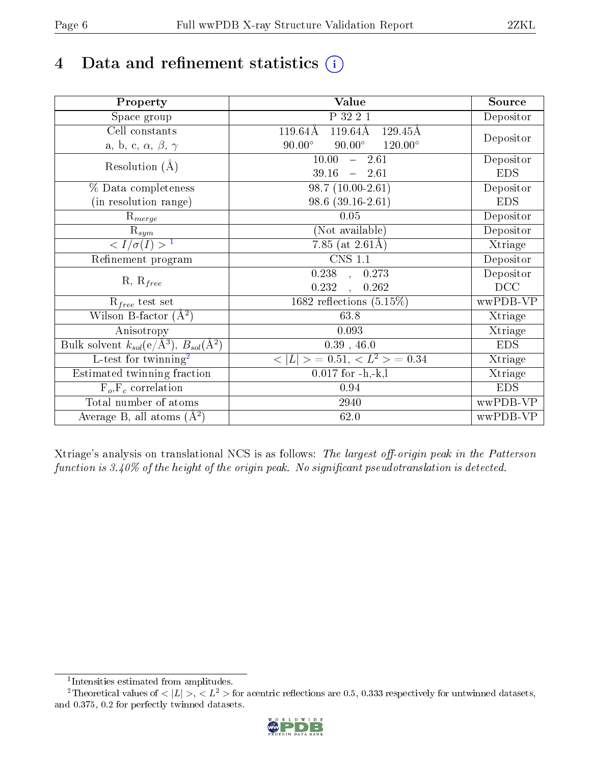# 4 Data and refinement statistics (i)

| Property | Value | Source |
|---|---|---|
| Space group | P 32 2 1 | Depositor |
| Cell constants<br>a, b, c, $\alpha$, $\beta$, $\gamma$ | 119.64Å 119.64Å 129.45Å<br>90.00° 90.00° 120.00° | Depositor |
| Resolution (Å) | 10.00 – 2.61<br>39.16 – 2.61 | Depositor<br>EDS |
| % Data completeness<br>(in resolution range) | 98.7 (10.00-2.61)<br>98.6 (39.16-2.61) | Depositor<br>EDS |
| $R_{merge}$ | 0.05 | Depositor |
| $R_{sym}$ | (Not available) | Depositor |
| $< I/\sigma(I) >$ [1] | 7.85 (at 2.61Å) | Xtriage |
| Refinement program | CNS 1.1 | Depositor |
| R, $R_{free}$ | 0.238 , 0.273<br>0.232 , 0.262 | Depositor<br>DCC |
| $R_{free}$ test set | 1682 reflections (5.15%) | wwPDB-VP |
| Wilson B-factor (Å$^2$) | 63.8 | Xtriage |
| Anisotropy | 0.093 | Xtriage |
| Bulk solvent $k_{sol}$(e/Å$^3$), $B_{sol}$(Å$^2$) | 0.39 , 46.0 | EDS |
| L-test for twinning[2] | $< \|L\| > = 0.51$, $< L^2 > = 0.34$ | Xtriage |
| Estimated twinning fraction | 0.017 for -h,-k,l | Xtriage |
| $F_o,F_c$ correlation | 0.94 | EDS |
| Total number of atoms | 2940 | wwPDB-VP |
| Average B, all atoms (Å$^2$) | 62.0 | wwPDB-VP |

Xtriage's analysis on translational NCS is as follows: *The largest off-origin peak in the Patterson function is 3.40% of the height of the origin peak. No significant pseudotranslation is detected.*

[1] Intensities estimated from amplitudes.

[2] Theoretical values of $< |L| >$, $< L^2 >$ for acentric reflections are 0.5, 0.333 respectively for untwinned datasets, and 0.375, 0.2 for perfectly twinned datasets.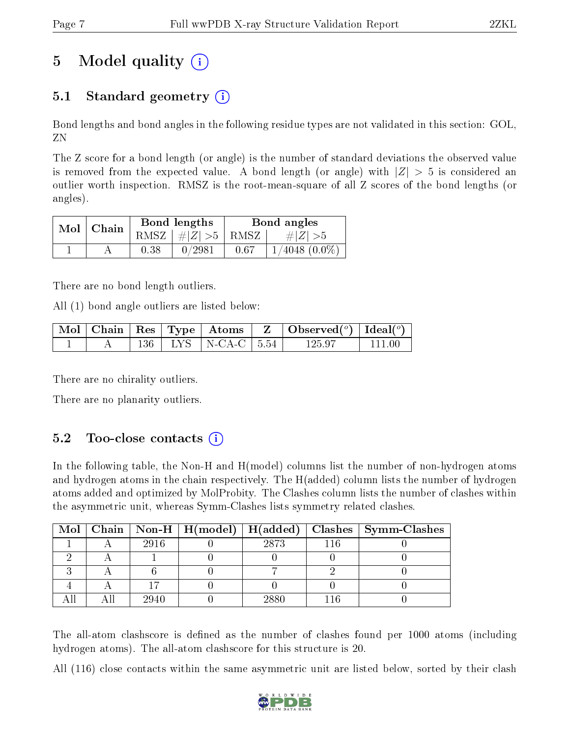# 5 Model quality (i)

## 5.1 Standard geometry (i)

Bond lengths and bond angles in the following residue types are not validated in this section: GOL, ZN

The Z score for a bond length (or angle) is the number of standard deviations the observed value is removed from the expected value. A bond length (or angle) with $|Z| > 5$ is considered an outlier worth inspection. RMSZ is the root-mean-square of all Z scores of the bond lengths (or angles).

| Mol | Chain | Bond lengths | | Bond angles | |
|---|---|---|---|---|---|
| | | RMSZ | #\|Z\| >5 | RMSZ | #\|Z\| >5 |
| 1 | A | 0.38 | 0/2981 | 0.67 | 1/4048 (0.0%) |

There are no bond length outliers.

All (1) bond angle outliers are listed below:

| Mol | Chain | Res | Type | Atoms | Z | Observed(°) | Ideal(°) |
|---|---|---|---|---|---|---|---|
| 1 | A | 136 | LYS | N-CA-C | 5.54 | 125.97 | 111.00 |

There are no chirality outliers.

There are no planarity outliers.

## 5.2 Too-close contacts (i)

In the following table, the Non-H and H(model) columns list the number of non-hydrogen atoms and hydrogen atoms in the chain respectively. The H(added) column lists the number of hydrogen atoms added and optimized by MolProbity. The Clashes column lists the number of clashes within the asymmetric unit, whereas Symm-Clashes lists symmetry related clashes.

| Mol | Chain | Non-H | H(model) | H(added) | Clashes | Symm-Clashes |
|---|---|---|---|---|---|---|
| 1 | A | 2916 | 0 | 2873 | 116 | 0 |
| 2 | A | 1 | 0 | 0 | 0 | 0 |
| 3 | A | 6 | 0 | 7 | 2 | 0 |
| 4 | A | 17 | 0 | 0 | 0 | 0 |
| All | All | 2940 | 0 | 2880 | 116 | 0 |

The all-atom clashscore is defined as the number of clashes found per 1000 atoms (including hydrogen atoms). The all-atom clashscore for this structure is 20.

All (116) close contacts within the same asymmetric unit are listed below, sorted by their clash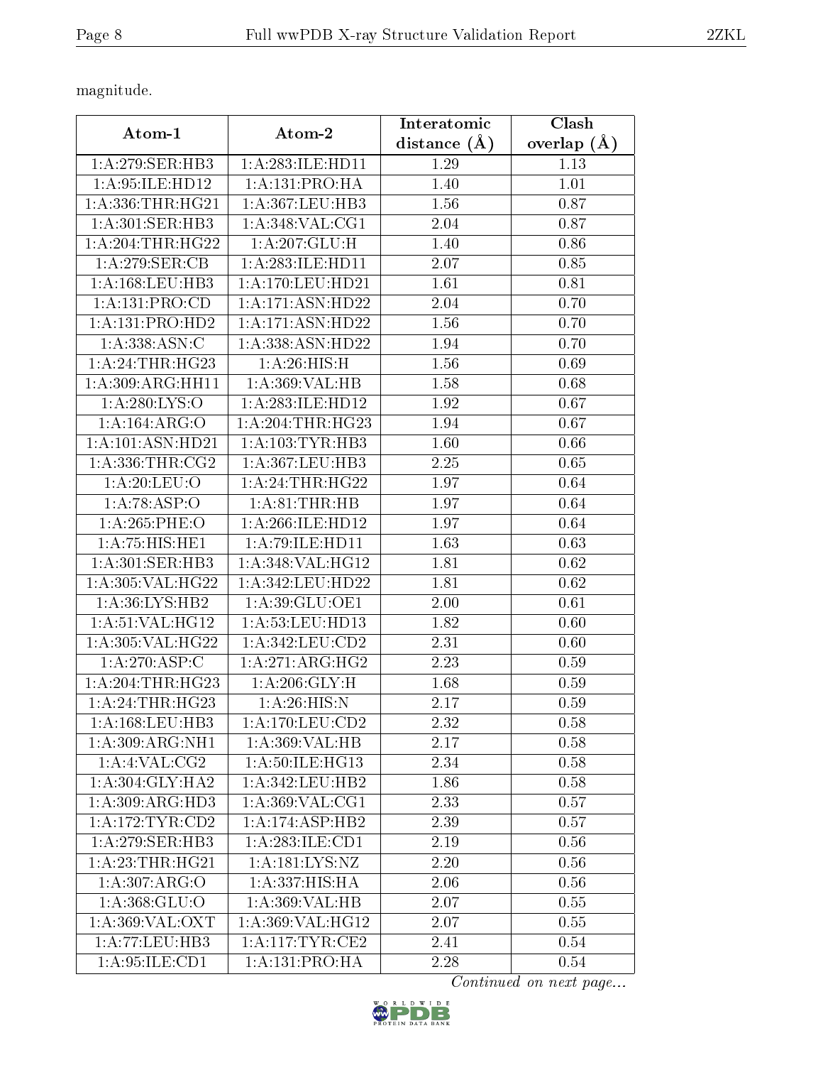magnitude.

| Atom-1 | Atom-2 | Interatomic distance (Å) | Clash overlap (Å) |
|---|---|---|---|
| 1:A:279:SER:HB3 | 1:A:283:ILE:HD11 | 1.29 | 1.13 |
| 1:A:95:ILE:HD12 | 1:A:131:PRO:HA | 1.40 | 1.01 |
| 1:A:336:THR:HG21 | 1:A:367:LEU:HB3 | 1.56 | 0.87 |
| 1:A:301:SER:HB3 | 1:A:348:VAL:CG1 | 2.04 | 0.87 |
| 1:A:204:THR:HG22 | 1:A:207:GLU:H | 1.40 | 0.86 |
| 1:A:279:SER:CB | 1:A:283:ILE:HD11 | 2.07 | 0.85 |
| 1:A:168:LEU:HB3 | 1:A:170:LEU:HD21 | 1.61 | 0.81 |
| 1:A:131:PRO:CD | 1:A:171:ASN:HD22 | 2.04 | 0.70 |
| 1:A:131:PRO:HD2 | 1:A:171:ASN:HD22 | 1.56 | 0.70 |
| 1:A:338:ASN:C | 1:A:338:ASN:HD22 | 1.94 | 0.70 |
| 1:A:24:THR:HG23 | 1:A:26:HIS:H | 1.56 | 0.69 |
| 1:A:309:ARG:HH11 | 1:A:369:VAL:HB | 1.58 | 0.68 |
| 1:A:280:LYS:O | 1:A:283:ILE:HD12 | 1.92 | 0.67 |
| 1:A:164:ARG:O | 1:A:204:THR:HG23 | 1.94 | 0.67 |
| 1:A:101:ASN:HD21 | 1:A:103:TYR:HB3 | 1.60 | 0.66 |
| 1:A:336:THR:CG2 | 1:A:367:LEU:HB3 | 2.25 | 0.65 |
| 1:A:20:LEU:O | 1:A:24:THR:HG22 | 1.97 | 0.64 |
| 1:A:78:ASP:O | 1:A:81:THR:HB | 1.97 | 0.64 |
| 1:A:265:PHE:O | 1:A:266:ILE:HD12 | 1.97 | 0.64 |
| 1:A:75:HIS:HE1 | 1:A:79:ILE:HD11 | 1.63 | 0.63 |
| 1:A:301:SER:HB3 | 1:A:348:VAL:HG12 | 1.81 | 0.62 |
| 1:A:305:VAL:HG22 | 1:A:342:LEU:HD22 | 1.81 | 0.62 |
| 1:A:36:LYS:HB2 | 1:A:39:GLU:OE1 | 2.00 | 0.61 |
| 1:A:51:VAL:HG12 | 1:A:53:LEU:HD13 | 1.82 | 0.60 |
| 1:A:305:VAL:HG22 | 1:A:342:LEU:CD2 | 2.31 | 0.60 |
| 1:A:270:ASP:C | 1:A:271:ARG:HG2 | 2.23 | 0.59 |
| 1:A:204:THR:HG23 | 1:A:206:GLY:H | 1.68 | 0.59 |
| 1:A:24:THR:HG23 | 1:A:26:HIS:N | 2.17 | 0.59 |
| 1:A:168:LEU:HB3 | 1:A:170:LEU:CD2 | 2.32 | 0.58 |
| 1:A:309:ARG:NH1 | 1:A:369:VAL:HB | 2.17 | 0.58 |
| 1:A:4:VAL:CG2 | 1:A:50:ILE:HG13 | 2.34 | 0.58 |
| 1:A:304:GLY:HA2 | 1:A:342:LEU:HB2 | 1.86 | 0.58 |
| 1:A:309:ARG:HD3 | 1:A:369:VAL:CG1 | 2.33 | 0.57 |
| 1:A:172:TYR:CD2 | 1:A:174:ASP:HB2 | 2.39 | 0.57 |
| 1:A:279:SER:HB3 | 1:A:283:ILE:CD1 | 2.19 | 0.56 |
| 1:A:23:THR:HG21 | 1:A:181:LYS:NZ | 2.20 | 0.56 |
| 1:A:307:ARG:O | 1:A:337:HIS:HA | 2.06 | 0.56 |
| 1:A:368:GLU:O | 1:A:369:VAL:HB | 2.07 | 0.55 |
| 1:A:369:VAL:OXT | 1:A:369:VAL:HG12 | 2.07 | 0.55 |
| 1:A:77:LEU:HB3 | 1:A:117:TYR:CE2 | 2.41 | 0.54 |
| 1:A:95:ILE:CD1 | 1:A:131:PRO:HA | 2.28 | 0.54 |

*Continued on next page...*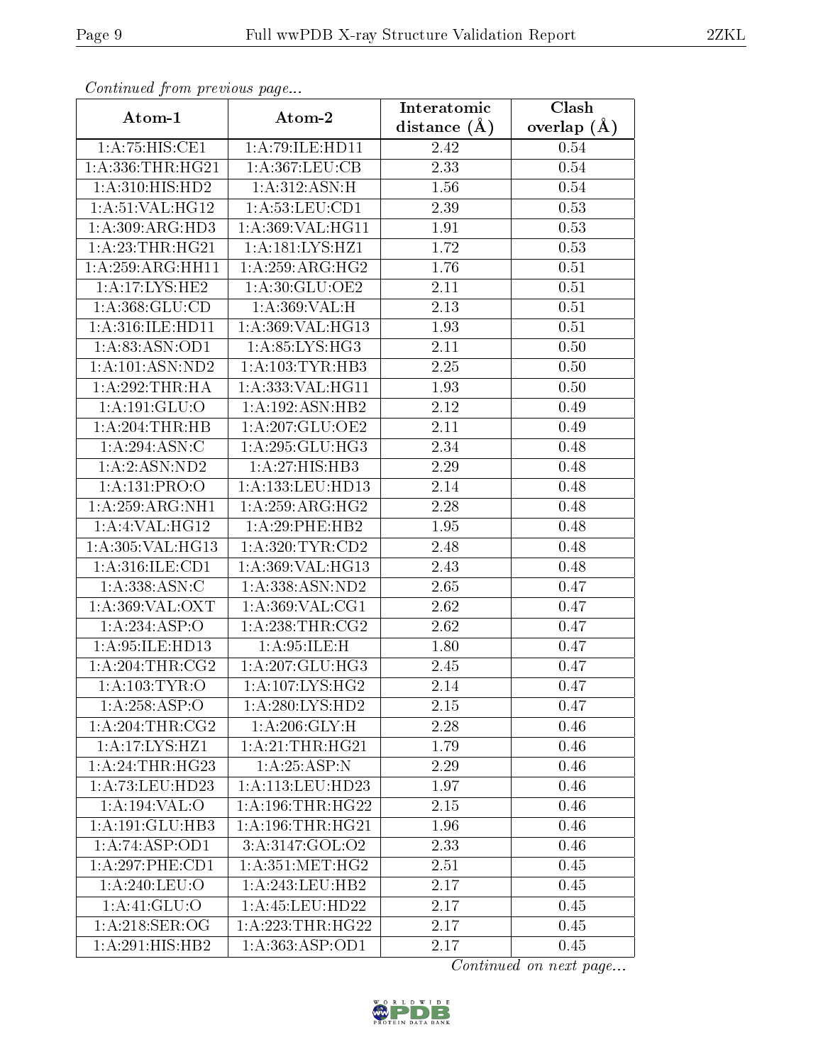*Continued from previous page...*

| Atom-1 | Atom-2 | Interatomic distance (Å) | Clash overlap (Å) |
|---|---|---|---|
| 1:A:75:HIS:CE1 | 1:A:79:ILE:HD11 | 2.42 | 0.54 |
| 1:A:336:THR:HG21 | 1:A:367:LEU:CB | 2.33 | 0.54 |
| 1:A:310:HIS:HD2 | 1:A:312:ASN:H | 1.56 | 0.54 |
| 1:A:51:VAL:HG12 | 1:A:53:LEU:CD1 | 2.39 | 0.53 |
| 1:A:309:ARG:HD3 | 1:A:369:VAL:HG11 | 1.91 | 0.53 |
| 1:A:23:THR:HG21 | 1:A:181:LYS:HZ1 | 1.72 | 0.53 |
| 1:A:259:ARG:HH11 | 1:A:259:ARG:HG2 | 1.76 | 0.51 |
| 1:A:17:LYS:HE2 | 1:A:30:GLU:OE2 | 2.11 | 0.51 |
| 1:A:368:GLU:CD | 1:A:369:VAL:H | 2.13 | 0.51 |
| 1:A:316:ILE:HD11 | 1:A:369:VAL:HG13 | 1.93 | 0.51 |
| 1:A:83:ASN:OD1 | 1:A:85:LYS:HG3 | 2.11 | 0.50 |
| 1:A:101:ASN:ND2 | 1:A:103:TYR:HB3 | 2.25 | 0.50 |
| 1:A:292:THR:HA | 1:A:333:VAL:HG11 | 1.93 | 0.50 |
| 1:A:191:GLU:O | 1:A:192:ASN:HB2 | 2.12 | 0.49 |
| 1:A:204:THR:HB | 1:A:207:GLU:OE2 | 2.11 | 0.49 |
| 1:A:294:ASN:C | 1:A:295:GLU:HG3 | 2.34 | 0.48 |
| 1:A:2:ASN:ND2 | 1:A:27:HIS:HB3 | 2.29 | 0.48 |
| 1:A:131:PRO:O | 1:A:133:LEU:HD13 | 2.14 | 0.48 |
| 1:A:259:ARG:NH1 | 1:A:259:ARG:HG2 | 2.28 | 0.48 |
| 1:A:4:VAL:HG12 | 1:A:29:PHE:HB2 | 1.95 | 0.48 |
| 1:A:305:VAL:HG13 | 1:A:320:TYR:CD2 | 2.48 | 0.48 |
| 1:A:316:ILE:CD1 | 1:A:369:VAL:HG13 | 2.43 | 0.48 |
| 1:A:338:ASN:C | 1:A:338:ASN:ND2 | 2.65 | 0.47 |
| 1:A:369:VAL:OXT | 1:A:369:VAL:CG1 | 2.62 | 0.47 |
| 1:A:234:ASP:O | 1:A:238:THR:CG2 | 2.62 | 0.47 |
| 1:A:95:ILE:HD13 | 1:A:95:ILE:H | 1.80 | 0.47 |
| 1:A:204:THR:CG2 | 1:A:207:GLU:HG3 | 2.45 | 0.47 |
| 1:A:103:TYR:O | 1:A:107:LYS:HG2 | 2.14 | 0.47 |
| 1:A:258:ASP:O | 1:A:280:LYS:HD2 | 2.15 | 0.47 |
| 1:A:204:THR:CG2 | 1:A:206:GLY:H | 2.28 | 0.46 |
| 1:A:17:LYS:HZ1 | 1:A:21:THR:HG21 | 1.79 | 0.46 |
| 1:A:24:THR:HG23 | 1:A:25:ASP:N | 2.29 | 0.46 |
| 1:A:73:LEU:HD23 | 1:A:113:LEU:HD23 | 1.97 | 0.46 |
| 1:A:194:VAL:O | 1:A:196:THR:HG22 | 2.15 | 0.46 |
| 1:A:191:GLU:HB3 | 1:A:196:THR:HG21 | 1.96 | 0.46 |
| 1:A:74:ASP:OD1 | 3:A:3147:GOL:O2 | 2.33 | 0.46 |
| 1:A:297:PHE:CD1 | 1:A:351:MET:HG2 | 2.51 | 0.45 |
| 1:A:240:LEU:O | 1:A:243:LEU:HB2 | 2.17 | 0.45 |
| 1:A:41:GLU:O | 1:A:45:LEU:HD22 | 2.17 | 0.45 |
| 1:A:218:SER:OG | 1:A:223:THR:HG22 | 2.17 | 0.45 |
| 1:A:291:HIS:HB2 | 1:A:363:ASP:OD1 | 2.17 | 0.45 |

*Continued on next page...*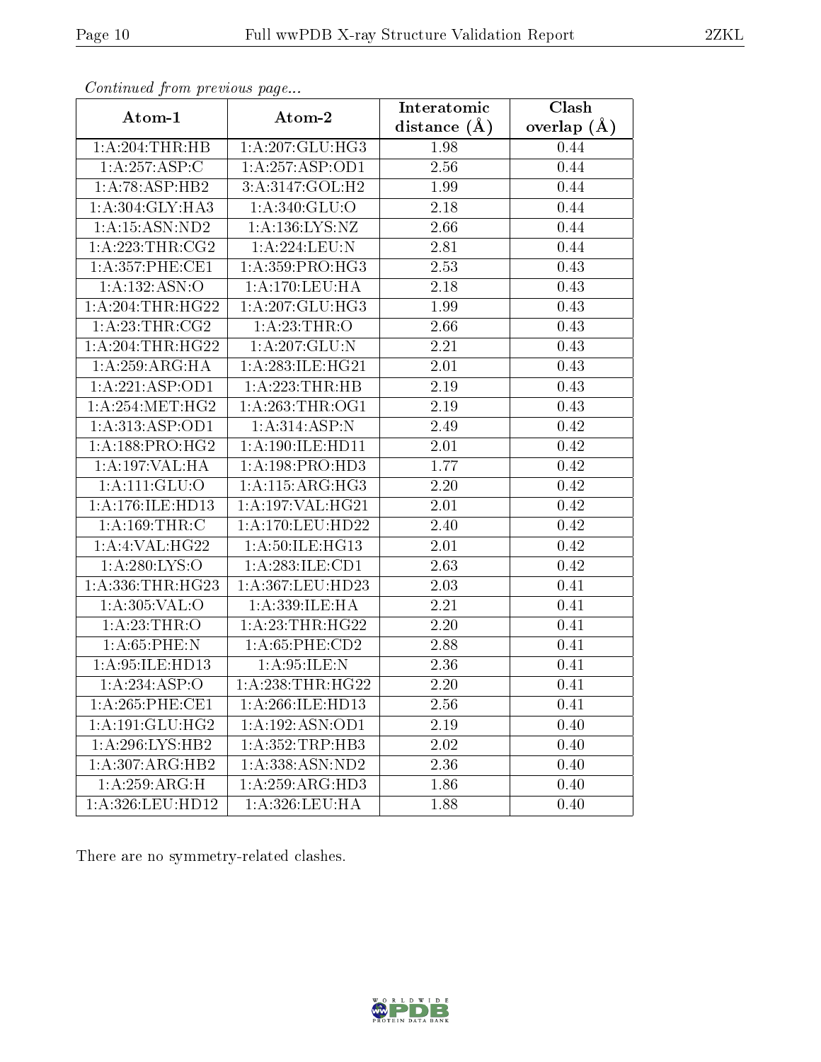*Continued from previous page...*

| Atom-1 | Atom-2 | Interatomic distance (Å) | Clash overlap (Å) |
|---|---|---|---|
| 1:A:204:THR:HB | 1:A:207:GLU:HG3 | 1.98 | 0.44 |
| 1:A:257:ASP:C | 1:A:257:ASP:OD1 | 2.56 | 0.44 |
| 1:A:78:ASP:HB2 | 3:A:3147:GOL:H2 | 1.99 | 0.44 |
| 1:A:304:GLY:HA3 | 1:A:340:GLU:O | 2.18 | 0.44 |
| 1:A:15:ASN:ND2 | 1:A:136:LYS:NZ | 2.66 | 0.44 |
| 1:A:223:THR:CG2 | 1:A:224:LEU:N | 2.81 | 0.44 |
| 1:A:357:PHE:CE1 | 1:A:359:PRO:HG3 | 2.53 | 0.43 |
| 1:A:132:ASN:O | 1:A:170:LEU:HA | 2.18 | 0.43 |
| 1:A:204:THR:HG22 | 1:A:207:GLU:HG3 | 1.99 | 0.43 |
| 1:A:23:THR:CG2 | 1:A:23:THR:O | 2.66 | 0.43 |
| 1:A:204:THR:HG22 | 1:A:207:GLU:N | 2.21 | 0.43 |
| 1:A:259:ARG:HA | 1:A:283:ILE:HG21 | 2.01 | 0.43 |
| 1:A:221:ASP:OD1 | 1:A:223:THR:HB | 2.19 | 0.43 |
| 1:A:254:MET:HG2 | 1:A:263:THR:OG1 | 2.19 | 0.43 |
| 1:A:313:ASP:OD1 | 1:A:314:ASP:N | 2.49 | 0.42 |
| 1:A:188:PRO:HG2 | 1:A:190:ILE:HD11 | 2.01 | 0.42 |
| 1:A:197:VAL:HA | 1:A:198:PRO:HD3 | 1.77 | 0.42 |
| 1:A:111:GLU:O | 1:A:115:ARG:HG3 | 2.20 | 0.42 |
| 1:A:176:ILE:HD13 | 1:A:197:VAL:HG21 | 2.01 | 0.42 |
| 1:A:169:THR:C | 1:A:170:LEU:HD22 | 2.40 | 0.42 |
| 1:A:4:VAL:HG22 | 1:A:50:ILE:HG13 | 2.01 | 0.42 |
| 1:A:280:LYS:O | 1:A:283:ILE:CD1 | 2.63 | 0.42 |
| 1:A:336:THR:HG23 | 1:A:367:LEU:HD23 | 2.03 | 0.41 |
| 1:A:305:VAL:O | 1:A:339:ILE:HA | 2.21 | 0.41 |
| 1:A:23:THR:O | 1:A:23:THR:HG22 | 2.20 | 0.41 |
| 1:A:65:PHE:N | 1:A:65:PHE:CD2 | 2.88 | 0.41 |
| 1:A:95:ILE:HD13 | 1:A:95:ILE:N | 2.36 | 0.41 |
| 1:A:234:ASP:O | 1:A:238:THR:HG22 | 2.20 | 0.41 |
| 1:A:265:PHE:CE1 | 1:A:266:ILE:HD13 | 2.56 | 0.41 |
| 1:A:191:GLU:HG2 | 1:A:192:ASN:OD1 | 2.19 | 0.40 |
| 1:A:296:LYS:HB2 | 1:A:352:TRP:HB3 | 2.02 | 0.40 |
| 1:A:307:ARG:HB2 | 1:A:338:ASN:ND2 | 2.36 | 0.40 |
| 1:A:259:ARG:H | 1:A:259:ARG:HD3 | 1.86 | 0.40 |
| 1:A:326:LEU:HD12 | 1:A:326:LEU:HA | 1.88 | 0.40 |

There are no symmetry-related clashes.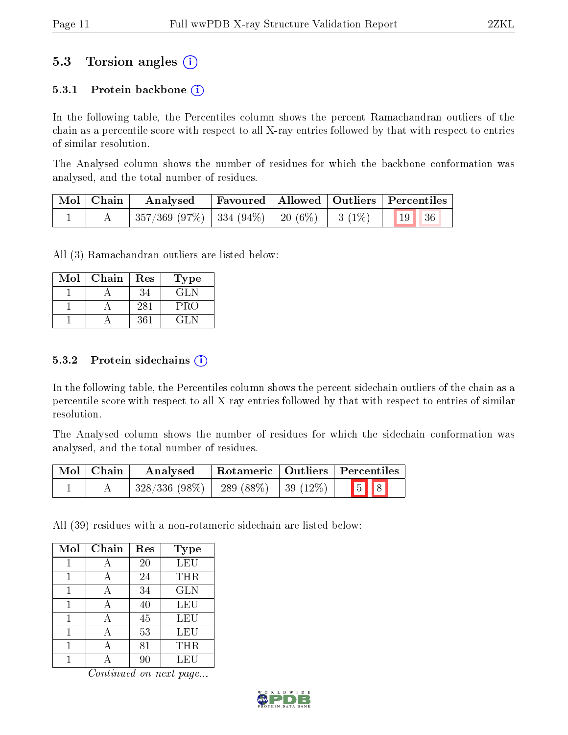## 5.3 Torsion angles ⓘ

### 5.3.1 Protein backbone ⓘ

In the following table, the Percentiles column shows the percent Ramachandran outliers of the chain as a percentile score with respect to all X-ray entries followed by that with respect to entries of similar resolution.

The Analysed column shows the number of residues for which the backbone conformation was analysed, and the total number of residues.

| Mol | Chain | Analysed | Favoured | Allowed | Outliers | Percentiles | |
|---|---|---|---|---|---|---|---|
| 1 | A | 357/369 (97%) | 334 (94%) | 20 (6%) | 3 (1%) | 19 | 36 |

All (3) Ramachandran outliers are listed below:

| Mol | Chain | Res | Type |
|---|---|---|---|
| 1 | A | 34 | GLN |
| 1 | A | 281 | PRO |
| 1 | A | 361 | GLN |

### 5.3.2 Protein sidechains ⓘ

In the following table, the Percentiles column shows the percent sidechain outliers of the chain as a percentile score with respect to all X-ray entries followed by that with respect to entries of similar resolution.

The Analysed column shows the number of residues for which the sidechain conformation was analysed, and the total number of residues.

| Mol | Chain | Analysed | Rotameric | Outliers | Percentiles | |
|---|---|---|---|---|---|---|
| 1 | A | 328/336 (98%) | 289 (88%) | 39 (12%) | 5 | 8 |

All (39) residues with a non-rotameric sidechain are listed below:

| Mol | Chain | Res | Type |
|---|---|---|---|
| 1 | A | 20 | LEU |
| 1 | A | 24 | THR |
| 1 | A | 34 | GLN |
| 1 | A | 40 | LEU |
| 1 | A | 45 | LEU |
| 1 | A | 53 | LEU |
| 1 | A | 81 | THR |
| 1 | A | 90 | LEU |

*Continued on next page...*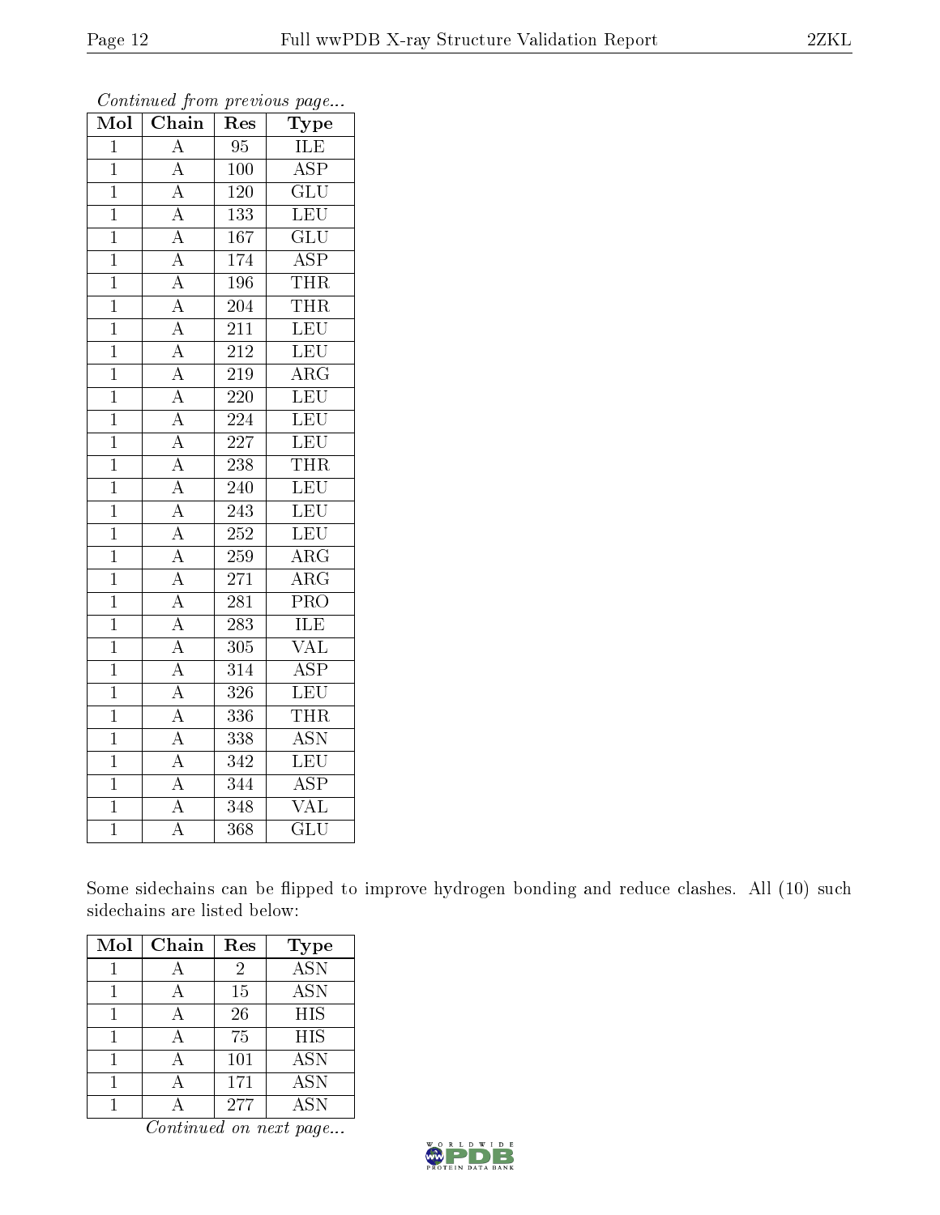*Continued from previous page...*

| Mol | Chain | Res | Type |
|---|---|---|---|
| 1 | A | 95 | ILE |
| 1 | A | 100 | ASP |
| 1 | A | 120 | GLU |
| 1 | A | 133 | LEU |
| 1 | A | 167 | GLU |
| 1 | A | 174 | ASP |
| 1 | A | 196 | THR |
| 1 | A | 204 | THR |
| 1 | A | 211 | LEU |
| 1 | A | 212 | LEU |
| 1 | A | 219 | ARG |
| 1 | A | 220 | LEU |
| 1 | A | 224 | LEU |
| 1 | A | 227 | LEU |
| 1 | A | 238 | THR |
| 1 | A | 240 | LEU |
| 1 | A | 243 | LEU |
| 1 | A | 252 | LEU |
| 1 | A | 259 | ARG |
| 1 | A | 271 | ARG |
| 1 | A | 281 | PRO |
| 1 | A | 283 | ILE |
| 1 | A | 305 | VAL |
| 1 | A | 314 | ASP |
| 1 | A | 326 | LEU |
| 1 | A | 336 | THR |
| 1 | A | 338 | ASN |
| 1 | A | 342 | LEU |
| 1 | A | 344 | ASP |
| 1 | A | 348 | VAL |
| 1 | A | 368 | GLU |

Some sidechains can be flipped to improve hydrogen bonding and reduce clashes. All (10) such sidechains are listed below:

| Mol | Chain | Res | Type |
|---|---|---|---|
| 1 | A | 2 | ASN |
| 1 | A | 15 | ASN |
| 1 | A | 26 | HIS |
| 1 | A | 75 | HIS |
| 1 | A | 101 | ASN |
| 1 | A | 171 | ASN |
| 1 | A | 277 | ASN |

*Continued on next page...*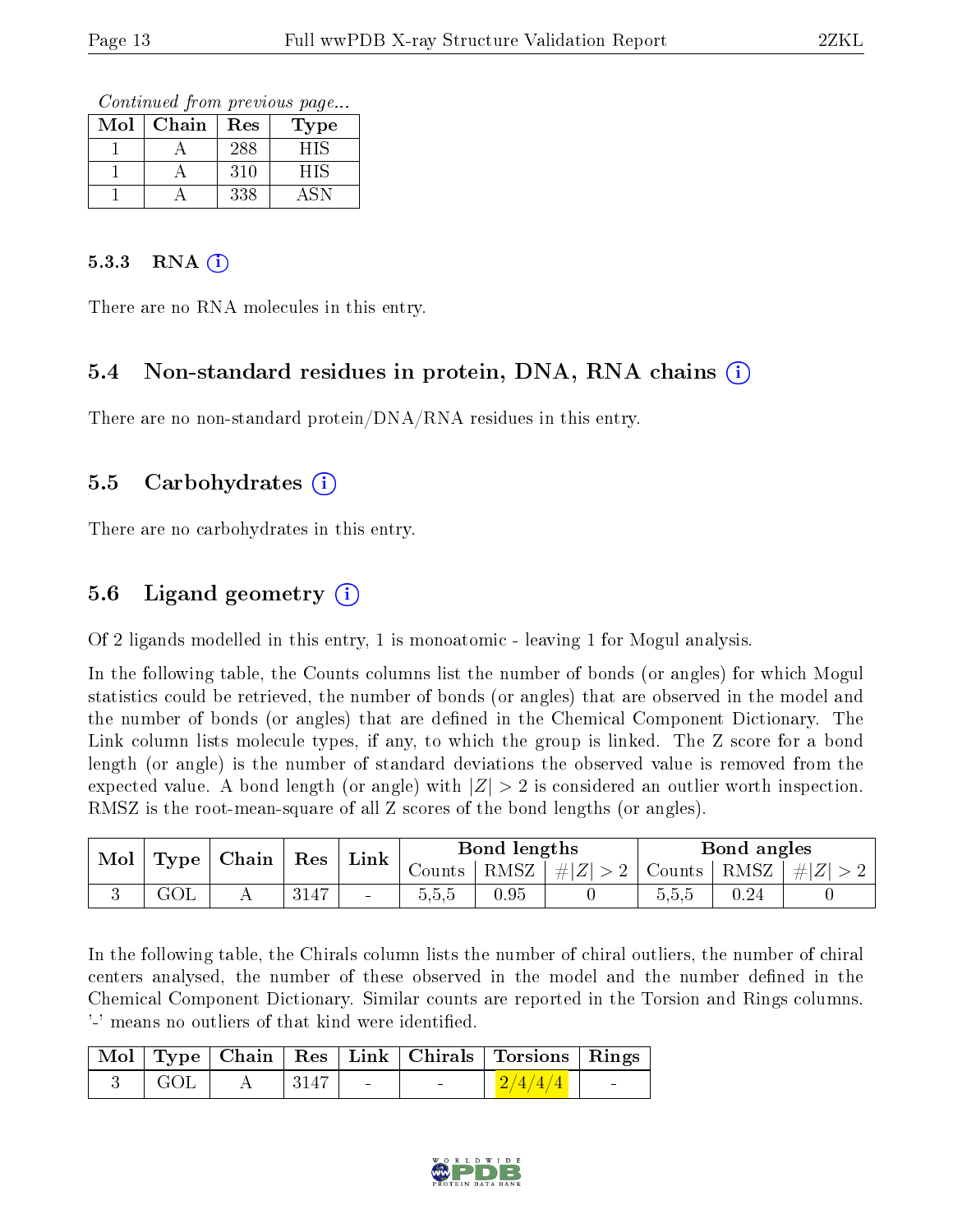*Continued from previous page...*

| Mol | Chain | Res | Type |
|---|---|---|---|
| 1 | A | 288 | HIS |
| 1 | A | 310 | HIS |
| 1 | A | 338 | ASN |

#### 5.3.3 RNA ⓘ

There are no RNA molecules in this entry.

### 5.4 Non-standard residues in protein, DNA, RNA chains ⓘ

There are no non-standard protein/DNA/RNA residues in this entry.

### 5.5 Carbohydrates ⓘ

There are no carbohydrates in this entry.

### 5.6 Ligand geometry ⓘ

Of 2 ligands modelled in this entry, 1 is monoatomic - leaving 1 for Mogul analysis.

In the following table, the Counts columns list the number of bonds (or angles) for which Mogul statistics could be retrieved, the number of bonds (or angles) that are observed in the model and the number of bonds (or angles) that are defined in the Chemical Component Dictionary. The Link column lists molecule types, if any, to which the group is linked. The Z score for a bond length (or angle) is the number of standard deviations the observed value is removed from the expected value. A bond length (or angle) with $|Z| > 2$ is considered an outlier worth inspection. RMSZ is the root-mean-square of all Z scores of the bond lengths (or angles).

| Mol | Type | Chain | Res | Link | Bond lengths | | | Bond angles | | |
|---|---|---|---|---|---|---|---|---|---|---|
| | | | | | Counts | RMSZ | $\#\|Z\|>2$ | Counts | RMSZ | $\#\|Z\|>2$ |
| 3 | GOL | A | 3147 | - | 5,5,5 | 0.95 | 0 | 5,5,5 | 0.24 | 0 |

In the following table, the Chirals column lists the number of chiral outliers, the number of chiral centers analysed, the number of these observed in the model and the number defined in the Chemical Component Dictionary. Similar counts are reported in the Torsion and Rings columns. '-' means no outliers of that kind were identified.

| Mol | Type | Chain | Res | Link | Chirals | Torsions | Rings |
|---|---|---|---|---|---|---|---|
| 3 | GOL | A | 3147 | - | - | 2/4/4/4 | - |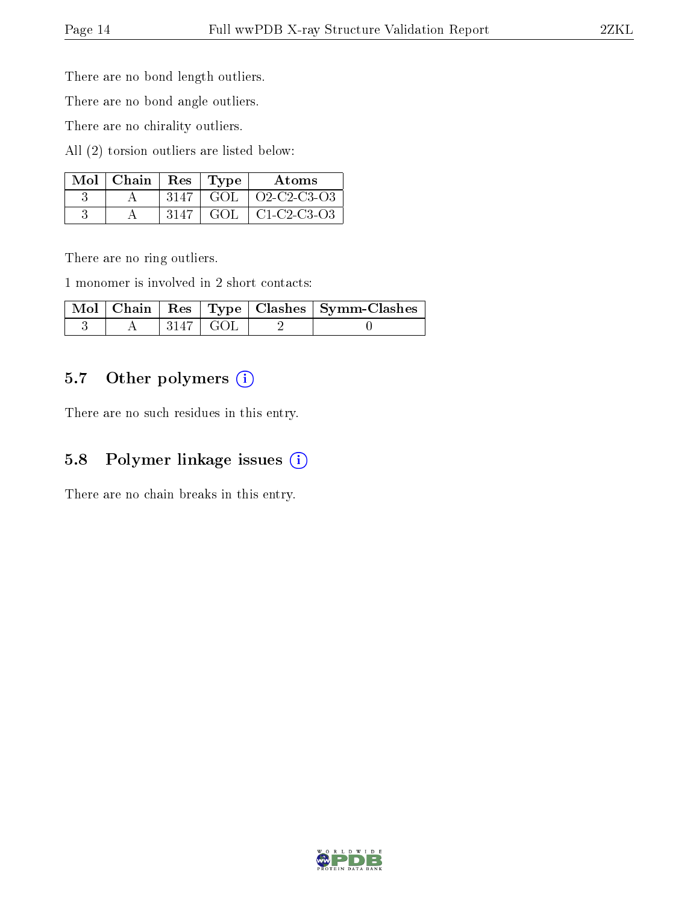There are no bond length outliers.

There are no bond angle outliers.

There are no chirality outliers.

All (2) torsion outliers are listed below:

| Mol | Chain | Res | Type | Atoms |
|---|---|---|---|---|
| 3 | A | 3147 | GOL | O2-C2-C3-O3 |
| 3 | A | 3147 | GOL | C1-C2-C3-O3 |

There are no ring outliers.

1 monomer is involved in 2 short contacts:

| Mol | Chain | Res | Type | Clashes | Symm-Clashes |
|---|---|---|---|---|---|
| 3 | A | 3147 | GOL | 2 | 0 |

### 5.7 Other polymers

There are no such residues in this entry.

### 5.8 Polymer linkage issues

There are no chain breaks in this entry.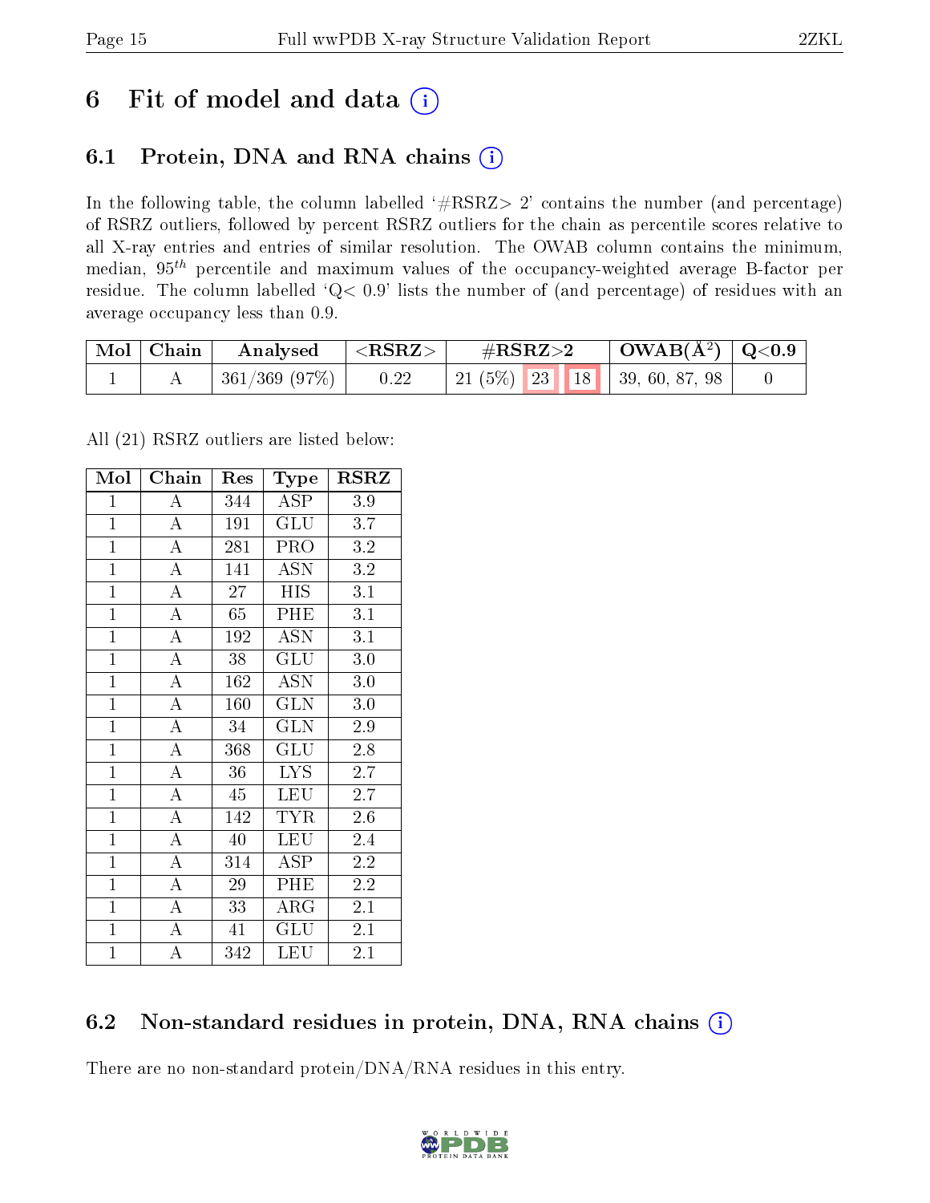# 6 Fit of model and data (i)

## 6.1 Protein, DNA and RNA chains (i)

In the following table, the column labelled '#RSRZ> 2' contains the number (and percentage) of RSRZ outliers, followed by percent RSRZ outliers for the chain as percentile scores relative to all X-ray entries and entries of similar resolution. The OWAB column contains the minimum, median, $95^{th}$ percentile and maximum values of the occupancy-weighted average B-factor per residue. The column labelled 'Q< 0.9' lists the number of (and percentage) of residues with an average occupancy less than 0.9.

| Mol | Chain | Analysed | <RSRZ> | #RSRZ>2 | OWAB(Å$^2$) | Q<0.9 |
|---|---|---|---|---|---|---|
| 1 | A | 361/369 (97%) | 0.22 | 21 (5%) 23 18 | 39, 60, 87, 98 | 0 |

All (21) RSRZ outliers are listed below:

| Mol | Chain | Res | Type | RSRZ |
|---|---|---|---|---|
| 1 | A | 344 | ASP | 3.9 |
| 1 | A | 191 | GLU | 3.7 |
| 1 | A | 281 | PRO | 3.2 |
| 1 | A | 141 | ASN | 3.2 |
| 1 | A | 27 | HIS | 3.1 |
| 1 | A | 65 | PHE | 3.1 |
| 1 | A | 192 | ASN | 3.1 |
| 1 | A | 38 | GLU | 3.0 |
| 1 | A | 162 | ASN | 3.0 |
| 1 | A | 160 | GLN | 3.0 |
| 1 | A | 34 | GLN | 2.9 |
| 1 | A | 368 | GLU | 2.8 |
| 1 | A | 36 | LYS | 2.7 |
| 1 | A | 45 | LEU | 2.7 |
| 1 | A | 142 | TYR | 2.6 |
| 1 | A | 40 | LEU | 2.4 |
| 1 | A | 314 | ASP | 2.2 |
| 1 | A | 29 | PHE | 2.2 |
| 1 | A | 33 | ARG | 2.1 |
| 1 | A | 41 | GLU | 2.1 |
| 1 | A | 342 | LEU | 2.1 |

## 6.2 Non-standard residues in protein, DNA, RNA chains (i)

There are no non-standard protein/DNA/RNA residues in this entry.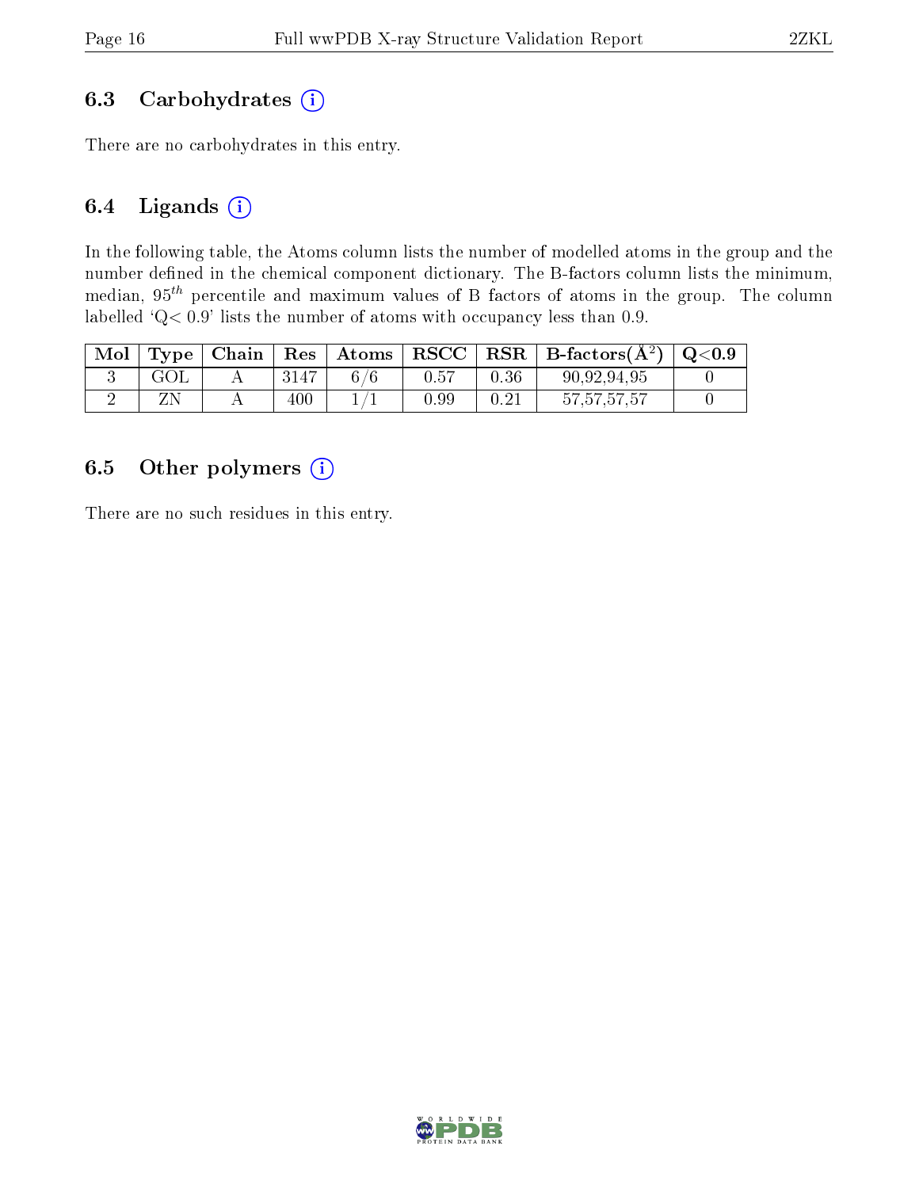### 6.3 Carbohydrates (i)

There are no carbohydrates in this entry.

### 6.4 Ligands (i)

In the following table, the Atoms column lists the number of modelled atoms in the group and the number defined in the chemical component dictionary. The B-factors column lists the minimum, median, $95^{th}$ percentile and maximum values of B factors of atoms in the group. The column labelled 'Q< 0.9' lists the number of atoms with occupancy less than 0.9.

| Mol | Type | Chain | Res | Atoms | RSCC | RSR | B-factors(Å$^2$) | Q<0.9 |
|---|---|---|---|---|---|---|---|---|
| 3 | GOL | A | 3147 | 6/6 | 0.57 | 0.36 | 90,92,94,95 | 0 |
| 2 | ZN | A | 400 | 1/1 | 0.99 | 0.21 | 57,57,57,57 | 0 |

### 6.5 Other polymers (i)

There are no such residues in this entry.